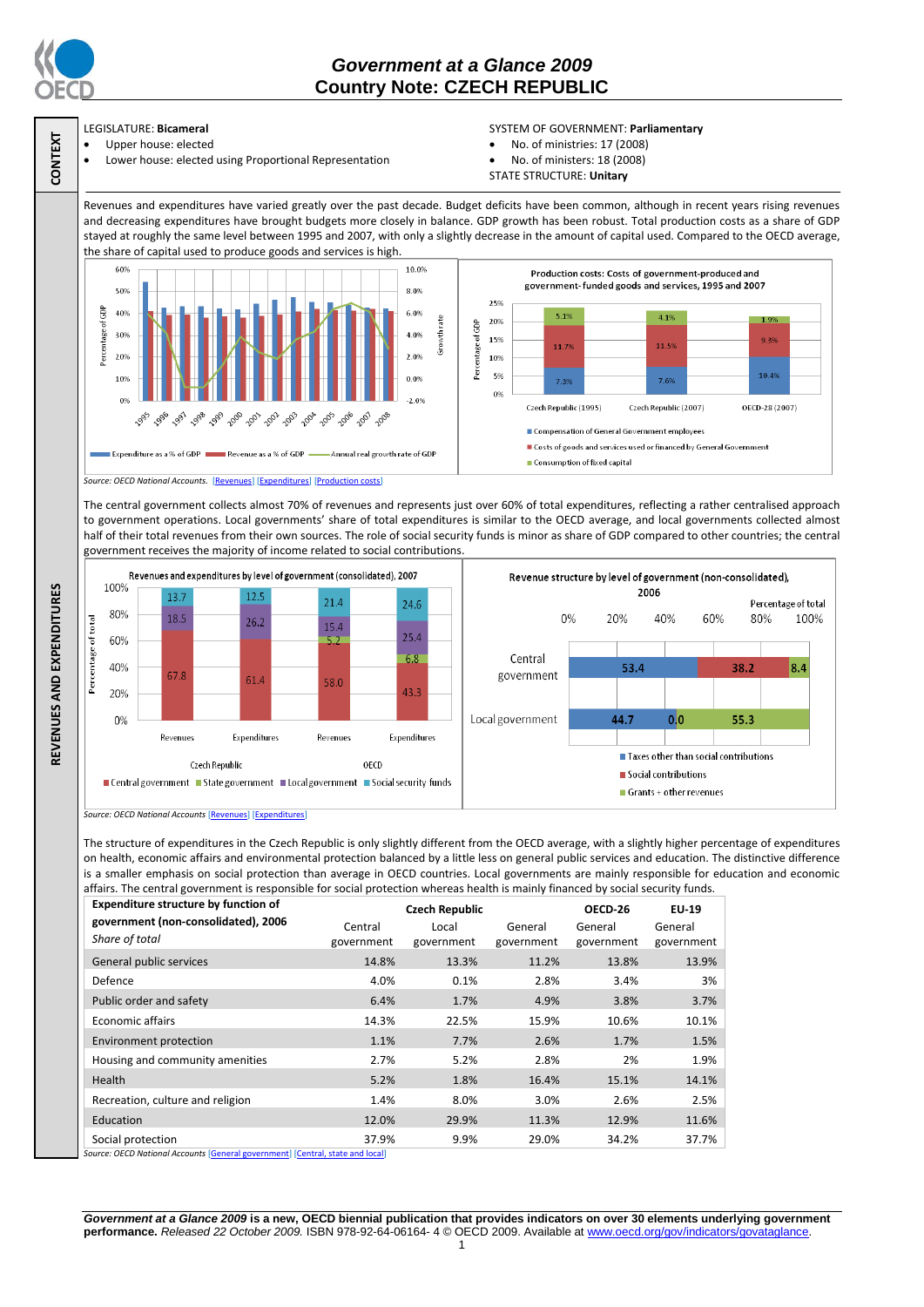# Government at a Glance 2009
## Country Note: CZECH REPUBLIC

**CONTEXT**

LEGISLATURE: **Bicameral**
- Upper house: elected
- Lower house: elected using Proportional Representation

SYSTEM OF GOVERNMENT: **Parliamentary**
- No. of ministries: 17 (2008)
- No. of ministers: 18 (2008)

STATE STRUCTURE: **Unitary**

**REVENUES AND EXPENDITURES**

Revenues and expenditures have varied greatly over the past decade. Budget deficits have been common, although in recent years rising revenues and decreasing expenditures have brought budgets more closely in balance. GDP growth has been robust. Total production costs as a share of GDP stayed at roughly the same level between 1995 and 2007, with only a slightly decrease in the amount of capital used. Compared to the OECD average, the share of capital used to produce goods and services is high.

*Source: OECD National Accounts.* [Revenues] [Expenditures] [Production costs]

The central government collects almost 70% of revenues and represents just over 60% of total expenditures, reflecting a rather centralised approach to government operations. Local governments' share of total expenditures is similar to the OECD average, and local governments collected almost half of their total revenues from their own sources. The role of social security funds is minor as share of GDP compared to other countries; the central government receives the majority of income related to social contributions.

*Source: OECD National Accounts* [Revenues] [Expenditures]

The structure of expenditures in the Czech Republic is only slightly different from the OECD average, with a slightly higher percentage of expenditures on health, economic affairs and environmental protection balanced by a little less on general public services and education. The distinctive difference is a smaller emphasis on social protection than average in OECD countries. Local governments are mainly responsible for education and economic affairs. The central government is responsible for social protection whereas health is mainly financed by social security funds.

| **Expenditure structure by function of government (non-consolidated), 2006** *Share of total* | **Czech Republic** Central government | Local government | General government | **OECD-26** General government | **EU-19** General government |
|---|---|---|---|---|---|
| General public services | 14.8% | 13.3% | 11.2% | 13.8% | 13.9% |
| Defence | 4.0% | 0.1% | 2.8% | 3.4% | 3% |
| Public order and safety | 6.4% | 1.7% | 4.9% | 3.8% | 3.7% |
| Economic affairs | 14.3% | 22.5% | 15.9% | 10.6% | 10.1% |
| Environment protection | 1.1% | 7.7% | 2.6% | 1.7% | 1.5% |
| Housing and community amenities | 2.7% | 5.2% | 2.8% | 2% | 1.9% |
| Health | 5.2% | 1.8% | 16.4% | 15.1% | 14.1% |
| Recreation, culture and religion | 1.4% | 8.0% | 3.0% | 2.6% | 2.5% |
| Education | 12.0% | 29.9% | 11.3% | 12.9% | 11.6% |
| Social protection | 37.9% | 9.9% | 29.0% | 34.2% | 37.7% |

*Source: OECD National Accounts* [General government] [Central, state and local]

***Government at a Glance 2009*** **is a new, OECD biennial publication that provides indicators on over 30 elements underlying government performance.** *Released 22 October 2009.* ISBN 978-92-64-06164- 4 © OECD 2009. Available at www.oecd.org/gov/indicators/govataglance.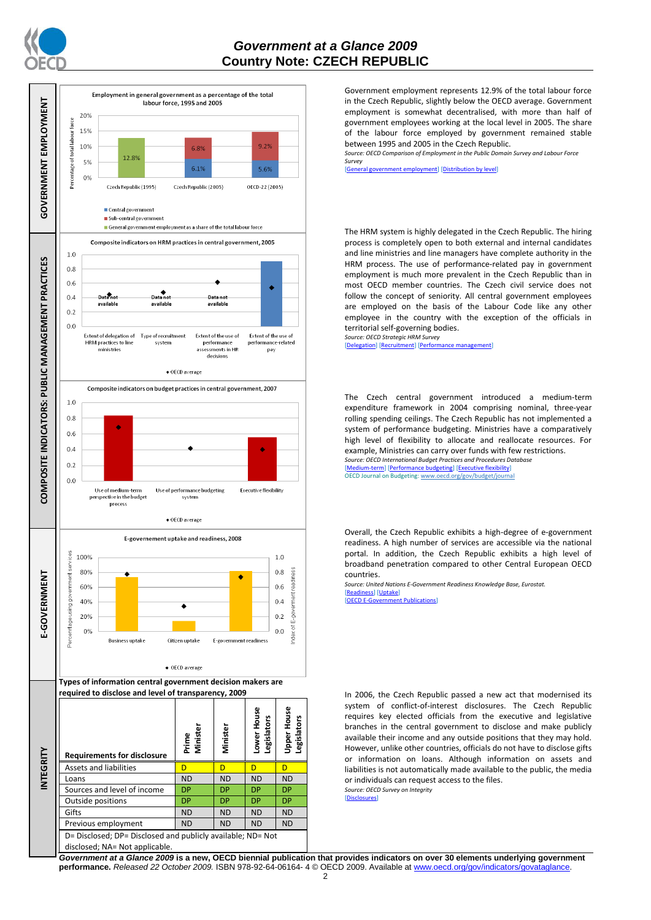# Government at a Glance 2009

## Country Note: CZECH REPUBLIC

## GOVERNMENT EMPLOYMENT

**Employment in general government as a percentage of the total labour force, 1995 and 2005**

| | Central government | Sub-central government | General government employment as a share of the total labour force |
|---|---|---|---|
| Czech Republic (1995) | | | 12.8% |
| Czech Republic (2005) | 6.1% | 6.8% | |
| OECD-22 (2005) | 5.6% | 9.2% | |

Government employment represents 12.9% of the total labour force in the Czech Republic, slightly below the OECD average. Government employment is somewhat decentralised, with more than half of government employees working at the local level in 2005. The share of the labour force employed by government remained stable between 1995 and 2005 in the Czech Republic.

*Source: OECD Comparison of Employment in the Public Domain Survey and Labour Force Survey*

[General government employment] [Distribution by level]

## COMPOSITE INDICATORS: PUBLIC MANAGEMENT PRACTICES

**Composite indicators on HRM practices in central government, 2005**

Indicators: Extent of delegation of HRM practices to line ministries (Data not available); Type of recruitment system (Data not available); Extent of the use of performance assessments in HR decisions (Data not available); Extent of the use of performance-related pay. ◆ OECD average

The HRM system is highly delegated in the Czech Republic. The hiring process is completely open to both external and internal candidates and line ministries and line managers have complete authority in the HRM process. The use of performance-related pay in government employment is much more prevalent in the Czech Republic than in most OECD member countries. The Czech civil service does not follow the concept of seniority. All central government employees are employed on the basis of the Labour Code like any other employee in the country with the exception of the officials in territorial self-governing bodies.

*Source: OECD Strategic HRM Survey*

[Delegation] [Recruitment] [Performance management]

**Composite indicators on budget practices in central government, 2007**

Indicators: Use of medium-term perspective in the budget process; Use of performance budgeting system; Executive flexibility. ◆ OECD average

The Czech central government introduced a medium-term expenditure framework in 2004 comprising nominal, three-year rolling spending ceilings. The Czech Republic has not implemented a system of performance budgeting. Ministries have a comparatively high level of flexibility to allocate and reallocate resources. For example, Ministries can carry over funds with few restrictions.

*Source: OECD International Budget Practices and Procedures Database*

[Medium-term] [Performance budgeting] [Executive flexibility]

OECD Journal on Budgeting: www.oecd.org/gov/budget/journal

## E-GOVERNMENT

**E-governement uptake and readiness, 2008**

Indicators: Business uptake; Citizen uptake (Percentage using government services); E-government readiness (Index of E-government readiness). ◆ OECD average

Overall, the Czech Republic exhibits a high-degree of e-government readiness. A high number of services are accessible via the national portal. In addition, the Czech Republic exhibits a high level of broadband penetration compared to other Central European OECD countries.

*Source: United Nations E-Government Readiness Knowledge Base, Eurostat.*

[Readiness] [Uptake]

[OECD E-Government Publications]

## INTEGRITY

**Types of information central government decision makers are required to disclose and level of transparency, 2009**

| Requirements for disclosure | Prime Minister | Minister | Lower House Legislators | Upper House Legislators |
|---|---|---|---|---|
| Assets and liabilities | D | D | D | D |
| Loans | ND | ND | ND | ND |
| Sources and level of income | DP | DP | DP | DP |
| Outside positions | DP | DP | DP | DP |
| Gifts | ND | ND | ND | ND |
| Previous employment | ND | ND | ND | ND |

D= Disclosed; DP= Disclosed and publicly available; ND= Not disclosed; NA= Not applicable.

In 2006, the Czech Republic passed a new act that modernised its system of conflict-of-interest disclosures. The Czech Republic requires key elected officials from the executive and legislative branches in the central government to disclose and make publicly available their income and any outside positions that they may hold. However, unlike other countries, officials do not have to disclose gifts or information on loans. Although information on assets and liabilities is not automatically made available to the public, the media or individuals can request access to the files.

*Source: OECD Survey on Integrity*

[Disclosures]

***Government at a Glance 2009* is a new, OECD biennial publication that provides indicators on over 30 elements underlying government performance.** *Released 22 October 2009.* ISBN 978-92-64-06164- 4 © OECD 2009. Available at www.oecd.org/gov/indicators/govataglance.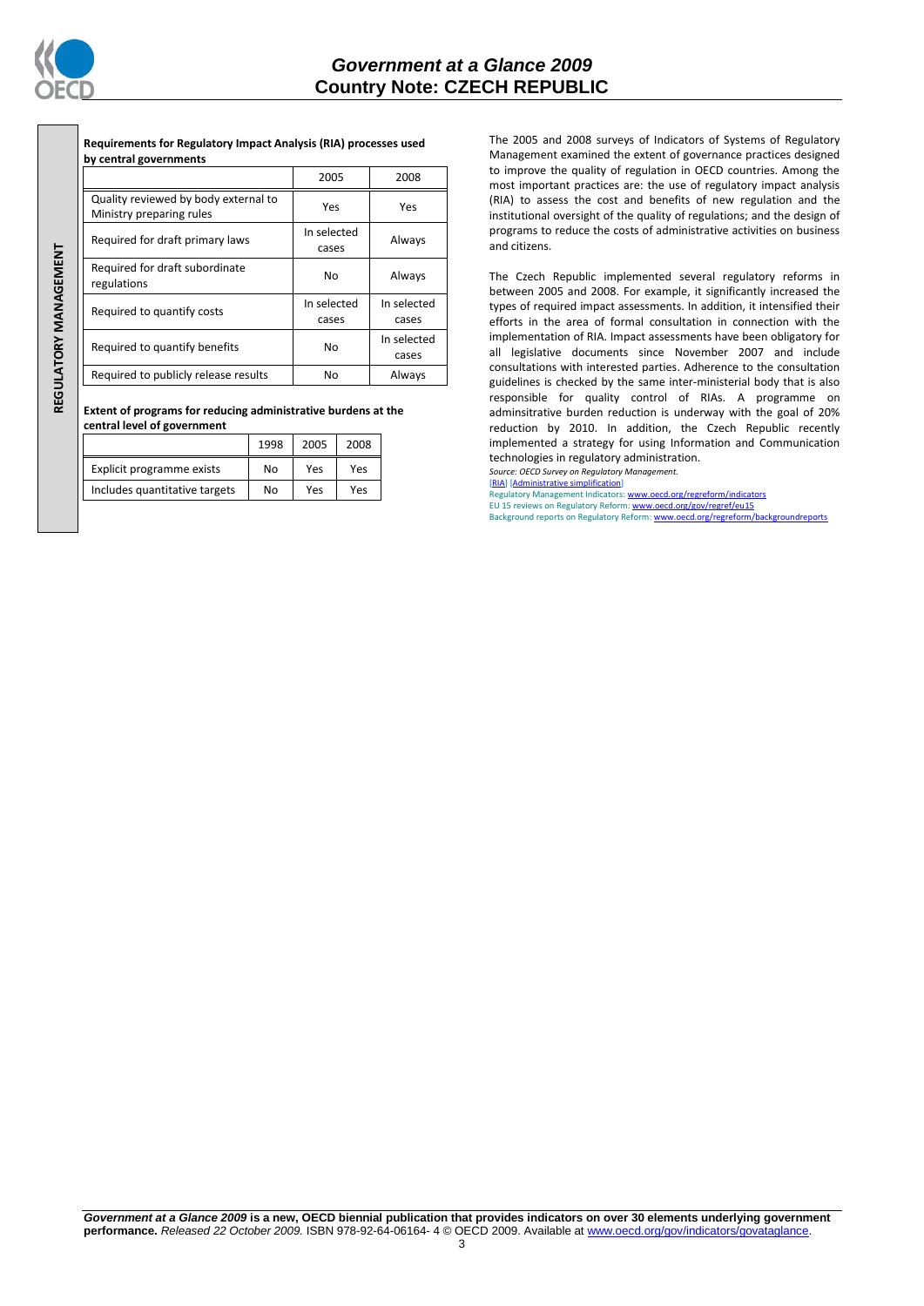REGULATORY MANAGEMENT

**Requirements for Regulatory Impact Analysis (RIA) processes used by central governments**

| | 2005 | 2008 |
|---|---|---|
| Quality reviewed by body external to Ministry preparing rules | Yes | Yes |
| Required for draft primary laws | In selected cases | Always |
| Required for draft subordinate regulations | No | Always |
| Required to quantify costs | In selected cases | In selected cases |
| Required to quantify benefits | No | In selected cases |
| Required to publicly release results | No | Always |

**Extent of programs for reducing administrative burdens at the central level of government**

| | 1998 | 2005 | 2008 |
|---|---|---|---|
| Explicit programme exists | No | Yes | Yes |
| Includes quantitative targets | No | Yes | Yes |

The 2005 and 2008 surveys of Indicators of Systems of Regulatory Management examined the extent of governance practices designed to improve the quality of regulation in OECD countries. Among the most important practices are: the use of regulatory impact analysis (RIA) to assess the cost and benefits of new regulation and the institutional oversight of the quality of regulations; and the design of programs to reduce the costs of administrative activities on business and citizens.

The Czech Republic implemented several regulatory reforms in between 2005 and 2008. For example, it significantly increased the types of required impact assessments. In addition, it intensified their efforts in the area of formal consultation in connection with the implementation of RIA. Impact assessments have been obligatory for all legislative documents since November 2007 and include consultations with interested parties. Adherence to the consultation guidelines is checked by the same inter-ministerial body that is also responsible for quality control of RIAs. A programme on adminsitrative burden reduction is underway with the goal of 20% reduction by 2010. In addition, the Czech Republic recently implemented a strategy for using Information and Communication technologies in regulatory administration.

*Source: OECD Survey on Regulatory Management.*

[RIA] [Administrative simplification]

Regulatory Management Indicators: www.oecd.org/regreform/indicators

EU 15 reviews on Regulatory Reform: www.oecd.org/gov/regref/eu15

Background reports on Regulatory Reform: www.oecd.org/regreform/backgroundreports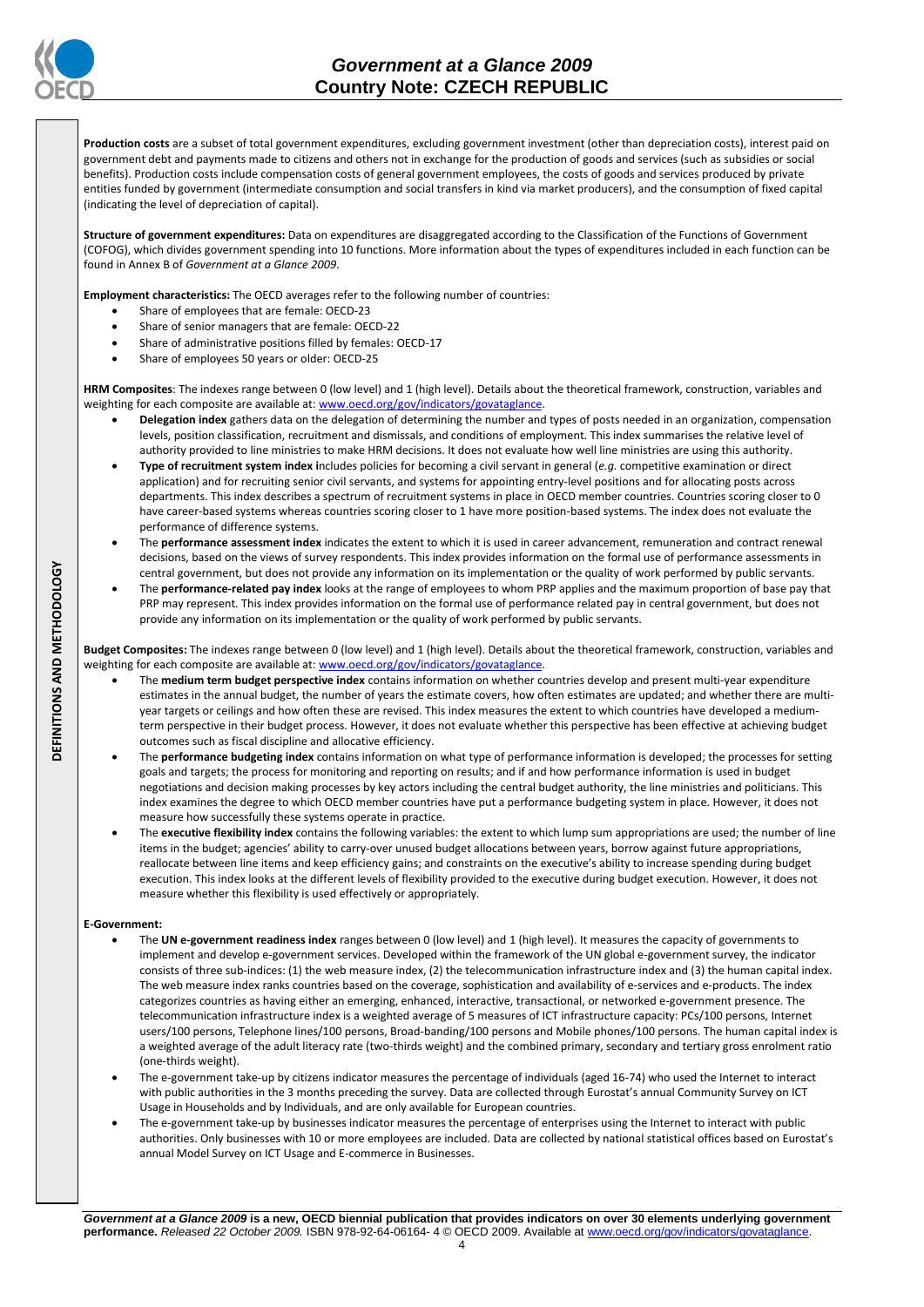**Production costs** are a subset of total government expenditures, excluding government investment (other than depreciation costs), interest paid on government debt and payments made to citizens and others not in exchange for the production of goods and services (such as subsidies or social benefits). Production costs include compensation costs of general government employees, the costs of goods and services produced by private entities funded by government (intermediate consumption and social transfers in kind via market producers), and the consumption of fixed capital (indicating the level of depreciation of capital).

**Structure of government expenditures:** Data on expenditures are disaggregated according to the Classification of the Functions of Government (COFOG), which divides government spending into 10 functions. More information about the types of expenditures included in each function can be found in Annex B of *Government at a Glance 2009*.

**Employment characteristics:** The OECD averages refer to the following number of countries:

- Share of employees that are female: OECD-23
- Share of senior managers that are female: OECD-22
- Share of administrative positions filled by females: OECD-17
- Share of employees 50 years or older: OECD-25

**HRM Composites**: The indexes range between 0 (low level) and 1 (high level). Details about the theoretical framework, construction, variables and weighting for each composite are available at: www.oecd.org/gov/indicators/govataglance.

- **Delegation index** gathers data on the delegation of determining the number and types of posts needed in an organization, compensation levels, position classification, recruitment and dismissals, and conditions of employment. This index summarises the relative level of authority provided to line ministries to make HRM decisions. It does not evaluate how well line ministries are using this authority.
- **Type of recruitment system index i**ncludes policies for becoming a civil servant in general (*e.g.* competitive examination or direct application) and for recruiting senior civil servants, and systems for appointing entry-level positions and for allocating posts across departments. This index describes a spectrum of recruitment systems in place in OECD member countries. Countries scoring closer to 0 have career-based systems whereas countries scoring closer to 1 have more position-based systems. The index does not evaluate the performance of difference systems.
- The **performance assessment index** indicates the extent to which it is used in career advancement, remuneration and contract renewal decisions, based on the views of survey respondents. This index provides information on the formal use of performance assessments in central government, but does not provide any information on its implementation or the quality of work performed by public servants.
- The **performance-related pay index** looks at the range of employees to whom PRP applies and the maximum proportion of base pay that PRP may represent. This index provides information on the formal use of performance related pay in central government, but does not provide any information on its implementation or the quality of work performed by public servants.

**Budget Composites:** The indexes range between 0 (low level) and 1 (high level). Details about the theoretical framework, construction, variables and weighting for each composite are available at: www.oecd.org/gov/indicators/govataglance.

- The **medium term budget perspective index** contains information on whether countries develop and present multi-year expenditure estimates in the annual budget, the number of years the estimate covers, how often estimates are updated; and whether there are multi-year targets or ceilings and how often these are revised. This index measures the extent to which countries have developed a medium-term perspective in their budget process. However, it does not evaluate whether this perspective has been effective at achieving budget outcomes such as fiscal discipline and allocative efficiency.
- The **performance budgeting index** contains information on what type of performance information is developed; the processes for setting goals and targets; the process for monitoring and reporting on results; and if and how performance information is used in budget negotiations and decision making processes by key actors including the central budget authority, the line ministries and politicians. This index examines the degree to which OECD member countries have put a performance budgeting system in place. However, it does not measure how successfully these systems operate in practice.
- The **executive flexibility index** contains the following variables: the extent to which lump sum appropriations are used; the number of line items in the budget; agencies' ability to carry-over unused budget allocations between years, borrow against future appropriations, reallocate between line items and keep efficiency gains; and constraints on the executive's ability to increase spending during budget execution. This index looks at the different levels of flexibility provided to the executive during budget execution. However, it does not measure whether this flexibility is used effectively or appropriately.

**E-Government:**

- The **UN e-government readiness index** ranges between 0 (low level) and 1 (high level). It measures the capacity of governments to implement and develop e-government services. Developed within the framework of the UN global e-government survey, the indicator consists of three sub-indices: (1) the web measure index, (2) the telecommunication infrastructure index and (3) the human capital index. The web measure index ranks countries based on the coverage, sophistication and availability of e-services and e-products. The index categorizes countries as having either an emerging, enhanced, interactive, transactional, or networked e-government presence. The telecommunication infrastructure index is a weighted average of 5 measures of ICT infrastructure capacity: PCs/100 persons, Internet users/100 persons, Telephone lines/100 persons, Broad-banding/100 persons and Mobile phones/100 persons. The human capital index is a weighted average of the adult literacy rate (two-thirds weight) and the combined primary, secondary and tertiary gross enrolment ratio (one-thirds weight).
- The e-government take-up by citizens indicator measures the percentage of individuals (aged 16-74) who used the Internet to interact with public authorities in the 3 months preceding the survey. Data are collected through Eurostat's annual Community Survey on ICT Usage in Households and by Individuals, and are only available for European countries.
- The e-government take-up by businesses indicator measures the percentage of enterprises using the Internet to interact with public authorities. Only businesses with 10 or more employees are included. Data are collected by national statistical offices based on Eurostat's annual Model Survey on ICT Usage and E-commerce in Businesses.